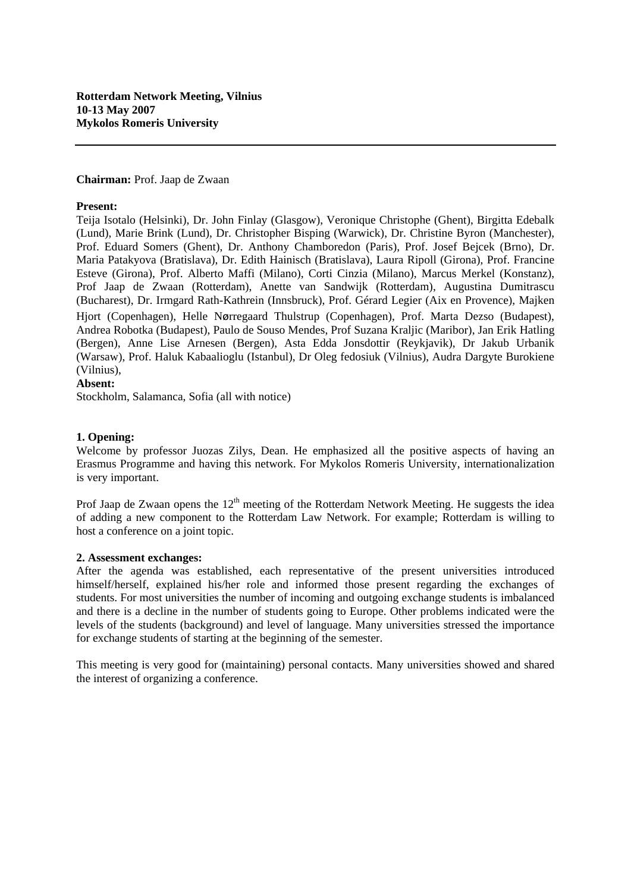**Rotterdam Network Meeting, Vilnius**
**10-13 May 2007**
**Mykolos Romeris University**

---

**Chairman:** Prof. Jaap de Zwaan

**Present:**
Teija Isotalo (Helsinki), Dr. John Finlay (Glasgow), Veronique Christophe (Ghent), Birgitta Edebalk (Lund), Marie Brink (Lund), Dr. Christopher Bisping (Warwick), Dr. Christine Byron (Manchester), Prof. Eduard Somers (Ghent), Dr. Anthony Chamboredon (Paris), Prof. Josef Bejcek (Brno), Dr. Maria Patakyova (Bratislava), Dr. Edith Hainisch (Bratislava), Laura Ripoll (Girona), Prof. Francine Esteve (Girona), Prof. Alberto Maffi (Milano), Corti Cinzia (Milano), Marcus Merkel (Konstanz), Prof Jaap de Zwaan (Rotterdam), Anette van Sandwijk (Rotterdam), Augustina Dumitrascu (Bucharest), Dr. Irmgard Rath-Kathrein (Innsbruck), Prof. Gérard Legier (Aix en Provence), Majken Hjort (Copenhagen), Helle Nørregaard Thulstrup (Copenhagen), Prof. Marta Dezso (Budapest), Andrea Robotka (Budapest), Paulo de Souso Mendes, Prof Suzana Kraljic (Maribor), Jan Erik Hatling (Bergen), Anne Lise Arnesen (Bergen), Asta Edda Jonsdottir (Reykjavik), Dr Jakub Urbanik (Warsaw), Prof. Haluk Kabaalioglu (Istanbul), Dr Oleg fedosiuk (Vilnius), Audra Dargyte Burokiene (Vilnius),

**Absent:**
Stockholm, Salamanca, Sofia (all with notice)

**1. Opening:**
Welcome by professor Juozas Zilys, Dean. He emphasized all the positive aspects of having an Erasmus Programme and having this network. For Mykolos Romeris University, internationalization is very important.

Prof Jaap de Zwaan opens the 12th meeting of the Rotterdam Network Meeting. He suggests the idea of adding a new component to the Rotterdam Law Network. For example; Rotterdam is willing to host a conference on a joint topic.

**2. Assessment exchanges:**
After the agenda was established, each representative of the present universities introduced himself/herself, explained his/her role and informed those present regarding the exchanges of students. For most universities the number of incoming and outgoing exchange students is imbalanced and there is a decline in the number of students going to Europe. Other problems indicated were the levels of the students (background) and level of language. Many universities stressed the importance for exchange students of starting at the beginning of the semester.

This meeting is very good for (maintaining) personal contacts. Many universities showed and shared the interest of organizing a conference.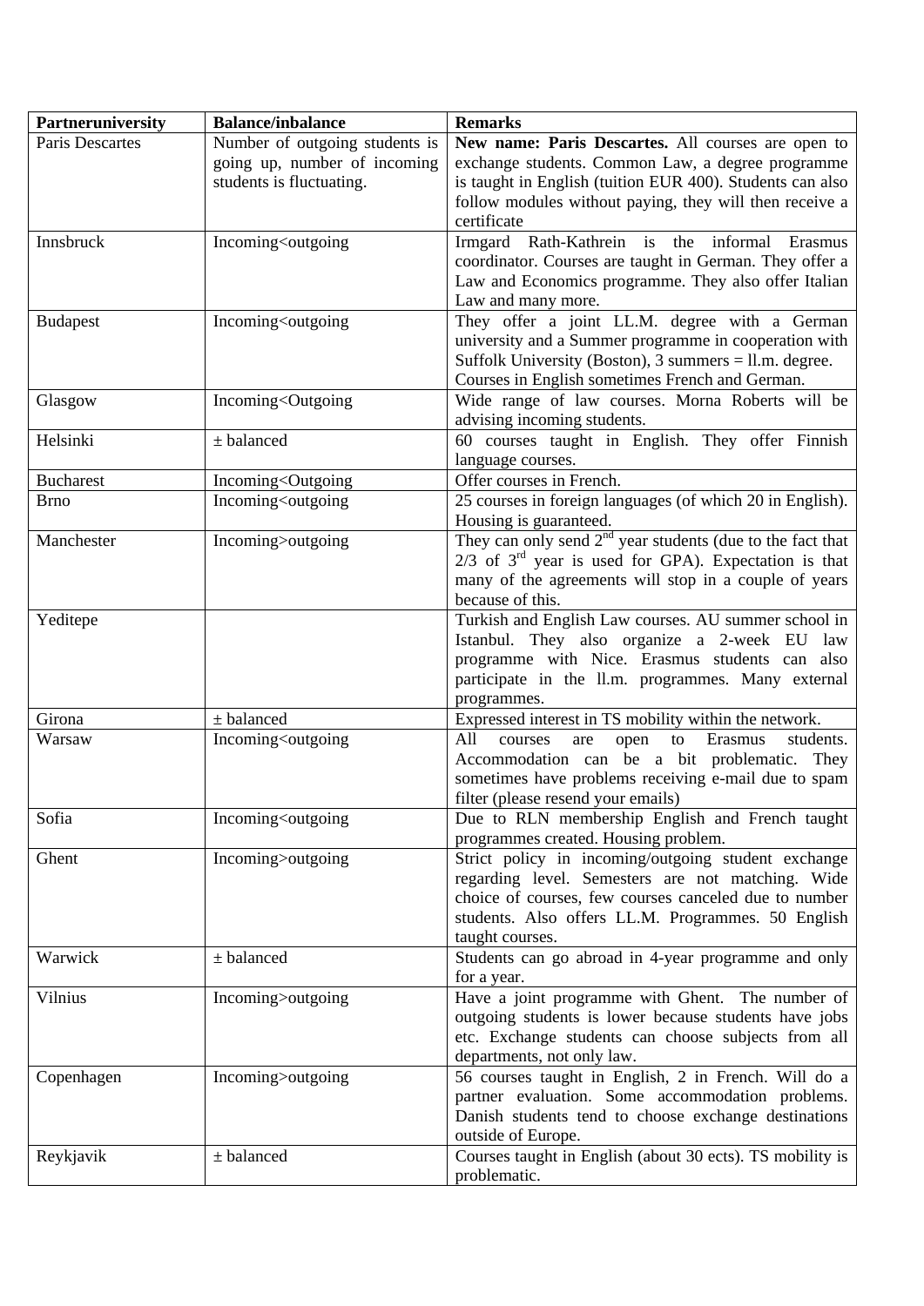| Partneruniversity | Balance/inbalance | Remarks |
|---|---|---|
| Paris Descartes | Number of outgoing students is going up, number of incoming students is fluctuating. | **New name: Paris Descartes.** All courses are open to exchange students. Common Law, a degree programme is taught in English (tuition EUR 400). Students can also follow modules without paying, they will then receive a certificate |
| Innsbruck | Incoming<outgoing | Irmgard Rath-Kathrein is the informal Erasmus coordinator. Courses are taught in German. They offer a Law and Economics programme. They also offer Italian Law and many more. |
| Budapest | Incoming<outgoing | They offer a joint LL.M. degree with a German university and a Summer programme in cooperation with Suffolk University (Boston), 3 summers = ll.m. degree. Courses in English sometimes French and German. |
| Glasgow | Incoming<Outgoing | Wide range of law courses. Morna Roberts will be advising incoming students. |
| Helsinki | ± balanced | 60 courses taught in English. They offer Finnish language courses. |
| Bucharest | Incoming<Outgoing | Offer courses in French. |
| Brno | Incoming<outgoing | 25 courses in foreign languages (of which 20 in English). Housing is guaranteed. |
| Manchester | Incoming>outgoing | They can only send 2nd year students (due to the fact that 2/3 of 3rd year is used for GPA). Expectation is that many of the agreements will stop in a couple of years because of this. |
| Yeditepe | | Turkish and English Law courses. AU summer school in Istanbul. They also organize a 2-week EU law programme with Nice. Erasmus students can also participate in the ll.m. programmes. Many external programmes. |
| Girona | ± balanced | Expressed interest in TS mobility within the network. |
| Warsaw | Incoming<outgoing | All courses are open to Erasmus students. Accommodation can be a bit problematic. They sometimes have problems receiving e-mail due to spam filter (please resend your emails) |
| Sofia | Incoming<outgoing | Due to RLN membership English and French taught programmes created. Housing problem. |
| Ghent | Incoming>outgoing | Strict policy in incoming/outgoing student exchange regarding level. Semesters are not matching. Wide choice of courses, few courses canceled due to number students. Also offers LL.M. Programmes. 50 English taught courses. |
| Warwick | ± balanced | Students can go abroad in 4-year programme and only for a year. |
| Vilnius | Incoming>outgoing | Have a joint programme with Ghent. The number of outgoing students is lower because students have jobs etc. Exchange students can choose subjects from all departments, not only law. |
| Copenhagen | Incoming>outgoing | 56 courses taught in English, 2 in French. Will do a partner evaluation. Some accommodation problems. Danish students tend to choose exchange destinations outside of Europe. |
| Reykjavik | ± balanced | Courses taught in English (about 30 ects). TS mobility is problematic. |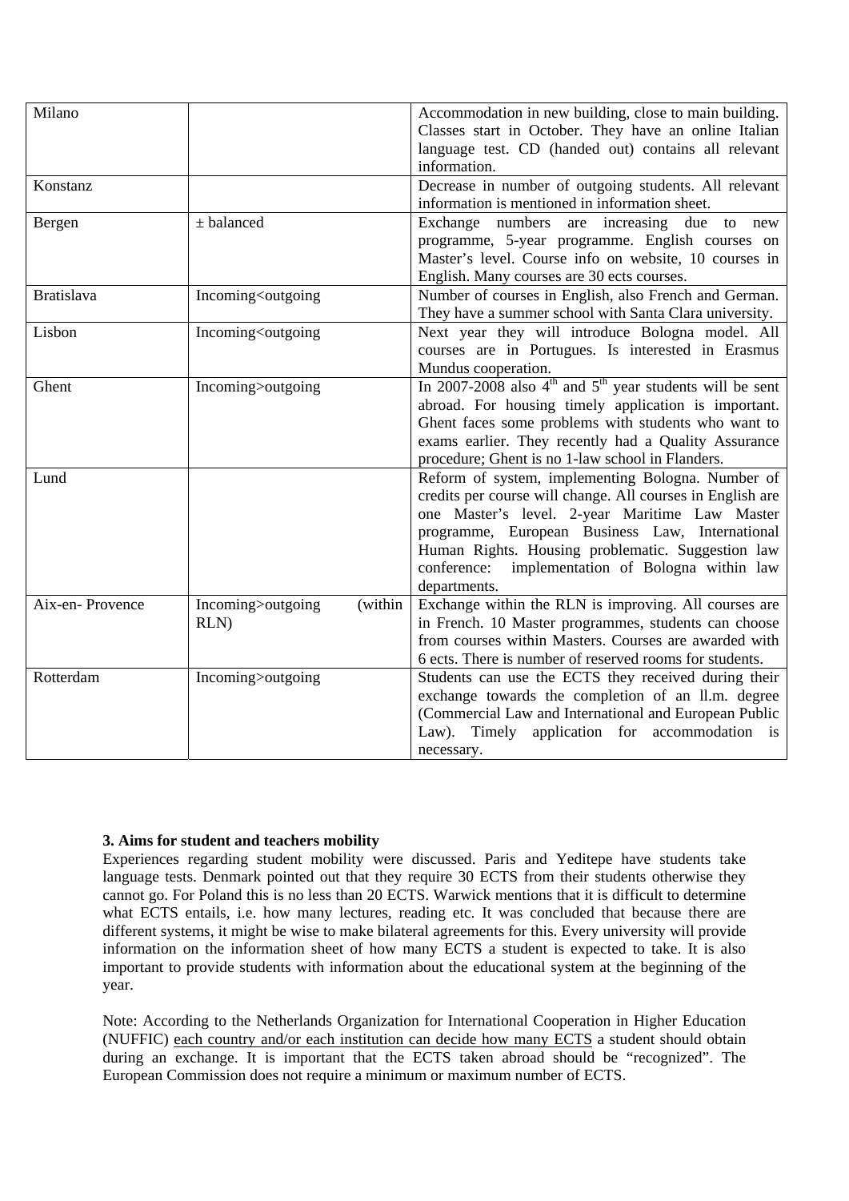| Milano | | Accommodation in new building, close to main building. Classes start in October. They have an online Italian language test. CD (handed out) contains all relevant information. |
|---|---|---|
| Konstanz | | Decrease in number of outgoing students. All relevant information is mentioned in information sheet. |
| Bergen | ± balanced | Exchange numbers are increasing due to new programme, 5-year programme. English courses on Master's level. Course info on website, 10 courses in English. Many courses are 30 ects courses. |
| Bratislava | Incoming<outgoing | Number of courses in English, also French and German. They have a summer school with Santa Clara university. |
| Lisbon | Incoming<outgoing | Next year they will introduce Bologna model. All courses are in Portugues. Is interested in Erasmus Mundus cooperation. |
| Ghent | Incoming>outgoing | In 2007-2008 also 4th and 5th year students will be sent abroad. For housing timely application is important. Ghent faces some problems with students who want to exams earlier. They recently had a Quality Assurance procedure; Ghent is no 1-law school in Flanders. |
| Lund | | Reform of system, implementing Bologna. Number of credits per course will change. All courses in English are one Master's level. 2-year Maritime Law Master programme, European Business Law, International Human Rights. Housing problematic. Suggestion law conference: implementation of Bologna within law departments. |
| Aix-en- Provence | Incoming>outgoing (within RLN) | Exchange within the RLN is improving. All courses are in French. 10 Master programmes, students can choose from courses within Masters. Courses are awarded with 6 ects. There is number of reserved rooms for students. |
| Rotterdam | Incoming>outgoing | Students can use the ECTS they received during their exchange towards the completion of an ll.m. degree (Commercial Law and International and European Public Law). Timely application for accommodation is necessary. |

**3. Aims for student and teachers mobility**

Experiences regarding student mobility were discussed. Paris and Yeditepe have students take language tests. Denmark pointed out that they require 30 ECTS from their students otherwise they cannot go. For Poland this is no less than 20 ECTS. Warwick mentions that it is difficult to determine what ECTS entails, i.e. how many lectures, reading etc. It was concluded that because there are different systems, it might be wise to make bilateral agreements for this. Every university will provide information on the information sheet of how many ECTS a student is expected to take. It is also important to provide students with information about the educational system at the beginning of the year.

Note: According to the Netherlands Organization for International Cooperation in Higher Education (NUFFIC) each country and/or each institution can decide how many ECTS a student should obtain during an exchange. It is important that the ECTS taken abroad should be "recognized". The European Commission does not require a minimum or maximum number of ECTS.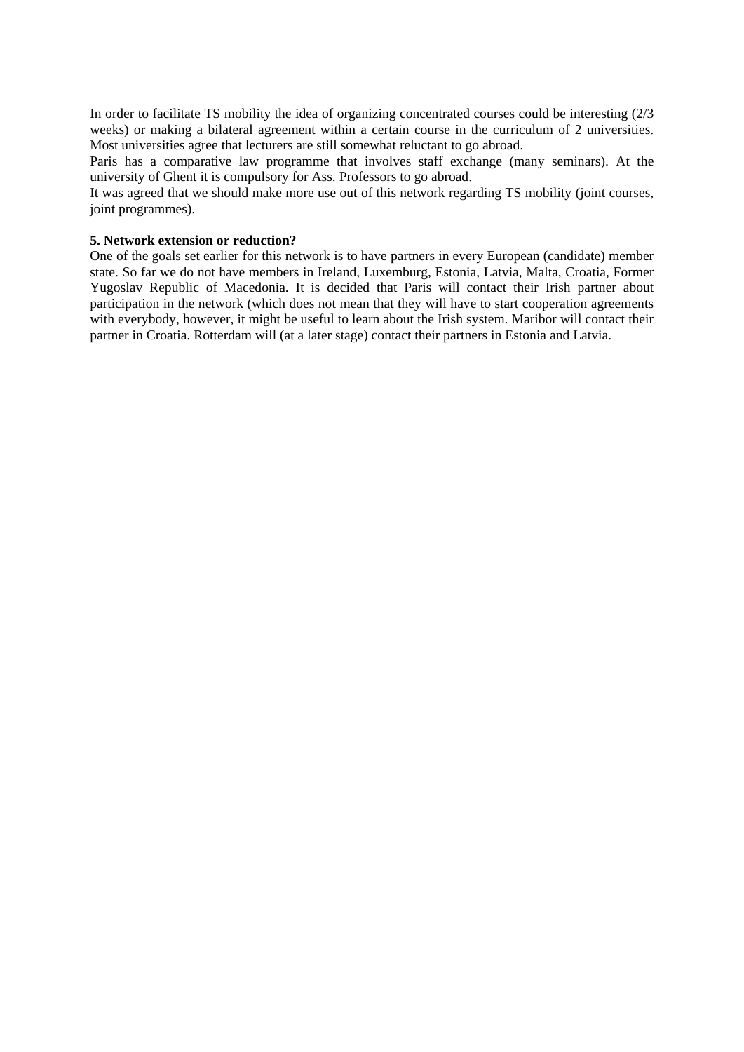In order to facilitate TS mobility the idea of organizing concentrated courses could be interesting (2/3 weeks) or making a bilateral agreement within a certain course in the curriculum of 2 universities. Most universities agree that lecturers are still somewhat reluctant to go abroad.
Paris has a comparative law programme that involves staff exchange (many seminars). At the university of Ghent it is compulsory for Ass. Professors to go abroad.
It was agreed that we should make more use out of this network regarding TS mobility (joint courses, joint programmes).

**5. Network extension or reduction?**
One of the goals set earlier for this network is to have partners in every European (candidate) member state. So far we do not have members in Ireland, Luxemburg, Estonia, Latvia, Malta, Croatia, Former Yugoslav Republic of Macedonia. It is decided that Paris will contact their Irish partner about participation in the network (which does not mean that they will have to start cooperation agreements with everybody, however, it might be useful to learn about the Irish system. Maribor will contact their partner in Croatia. Rotterdam will (at a later stage) contact their partners in Estonia and Latvia.